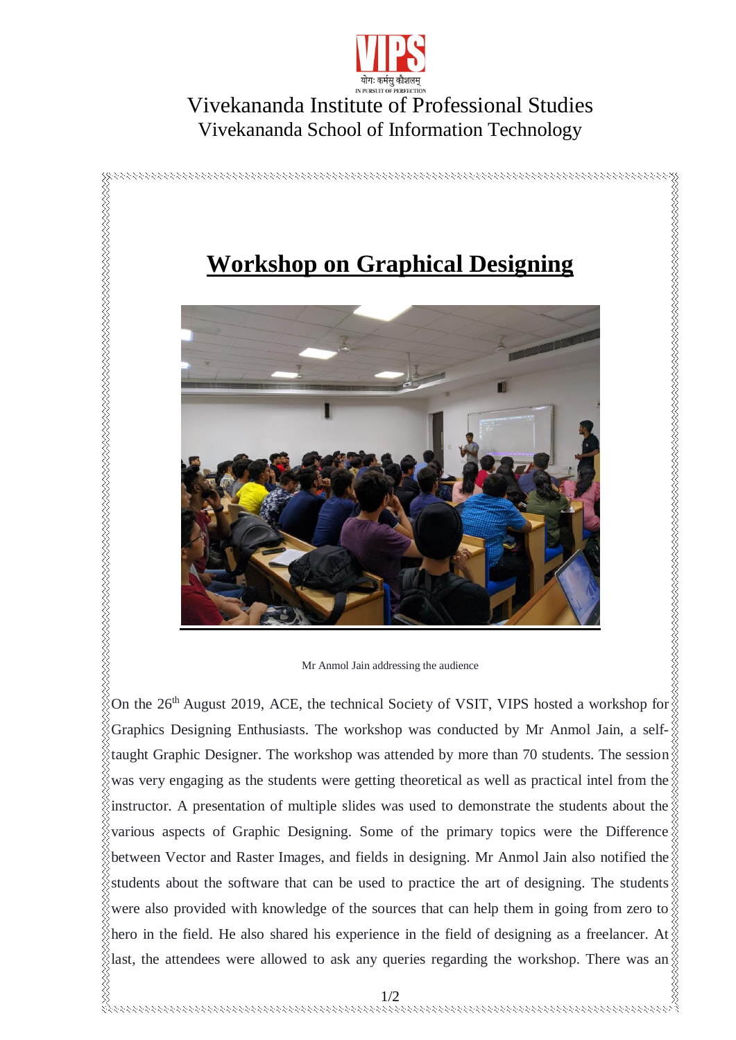Vivekananda Institute of Professional Studies

Vivekananda School of Information Technology

# Workshop on Graphical Designing

Mr Anmol Jain addressing the audience

On the 26th August 2019, ACE, the technical Society of VSIT, VIPS hosted a workshop for Graphics Designing Enthusiasts. The workshop was conducted by Mr Anmol Jain, a self-taught Graphic Designer. The workshop was attended by more than 70 students. The session was very engaging as the students were getting theoretical as well as practical intel from the instructor. A presentation of multiple slides was used to demonstrate the students about the various aspects of Graphic Designing. Some of the primary topics were the Difference between Vector and Raster Images, and fields in designing. Mr Anmol Jain also notified the students about the software that can be used to practice the art of designing. The students were also provided with knowledge of the sources that can help them in going from zero to hero in the field. He also shared his experience in the field of designing as a freelancer. At last, the attendees were allowed to ask any queries regarding the workshop. There was an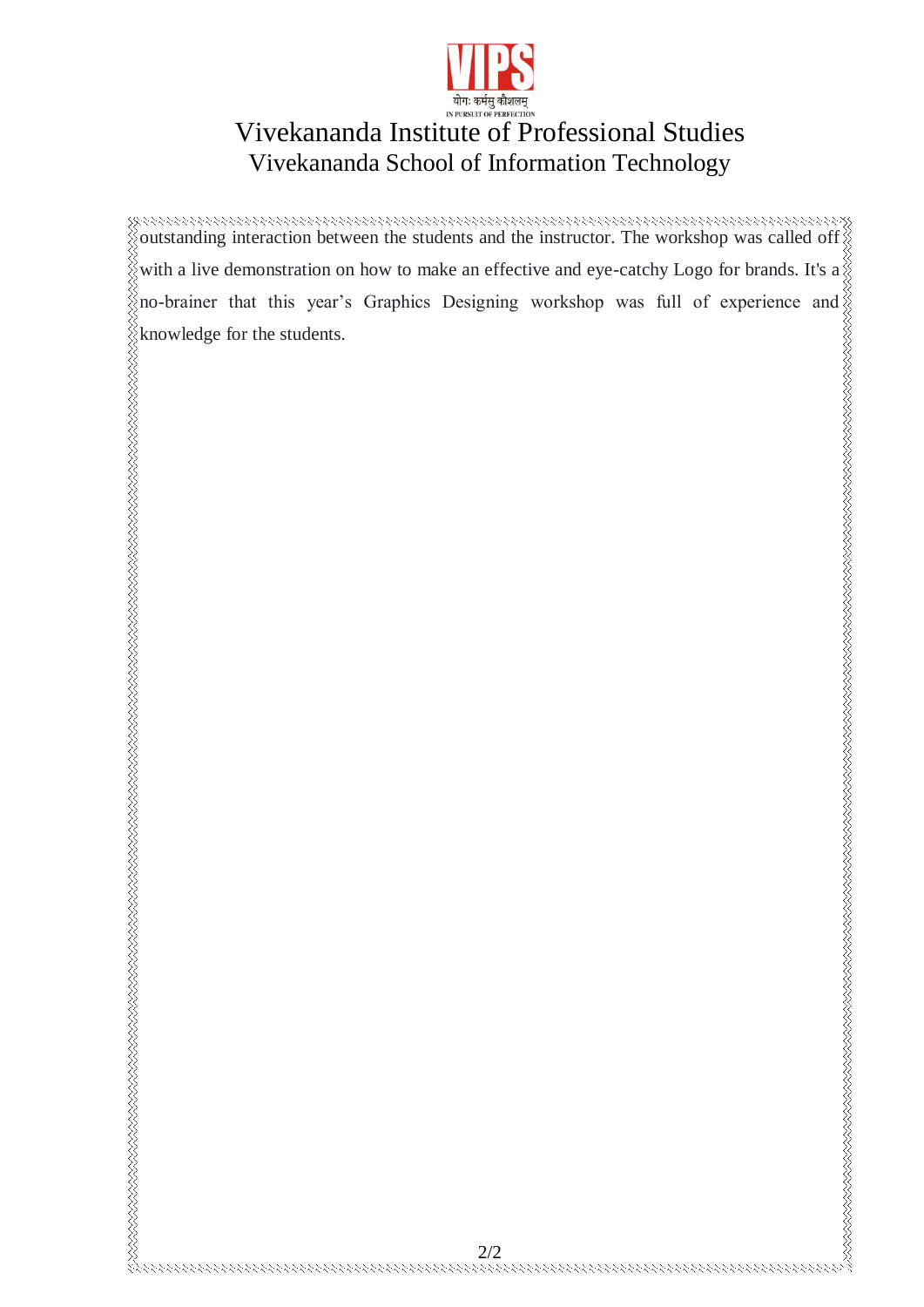outstanding interaction between the students and the instructor. The workshop was called off with a live demonstration on how to make an effective and eye-catchy Logo for brands. It's a no-brainer that this year's Graphics Designing workshop was full of experience and knowledge for the students.